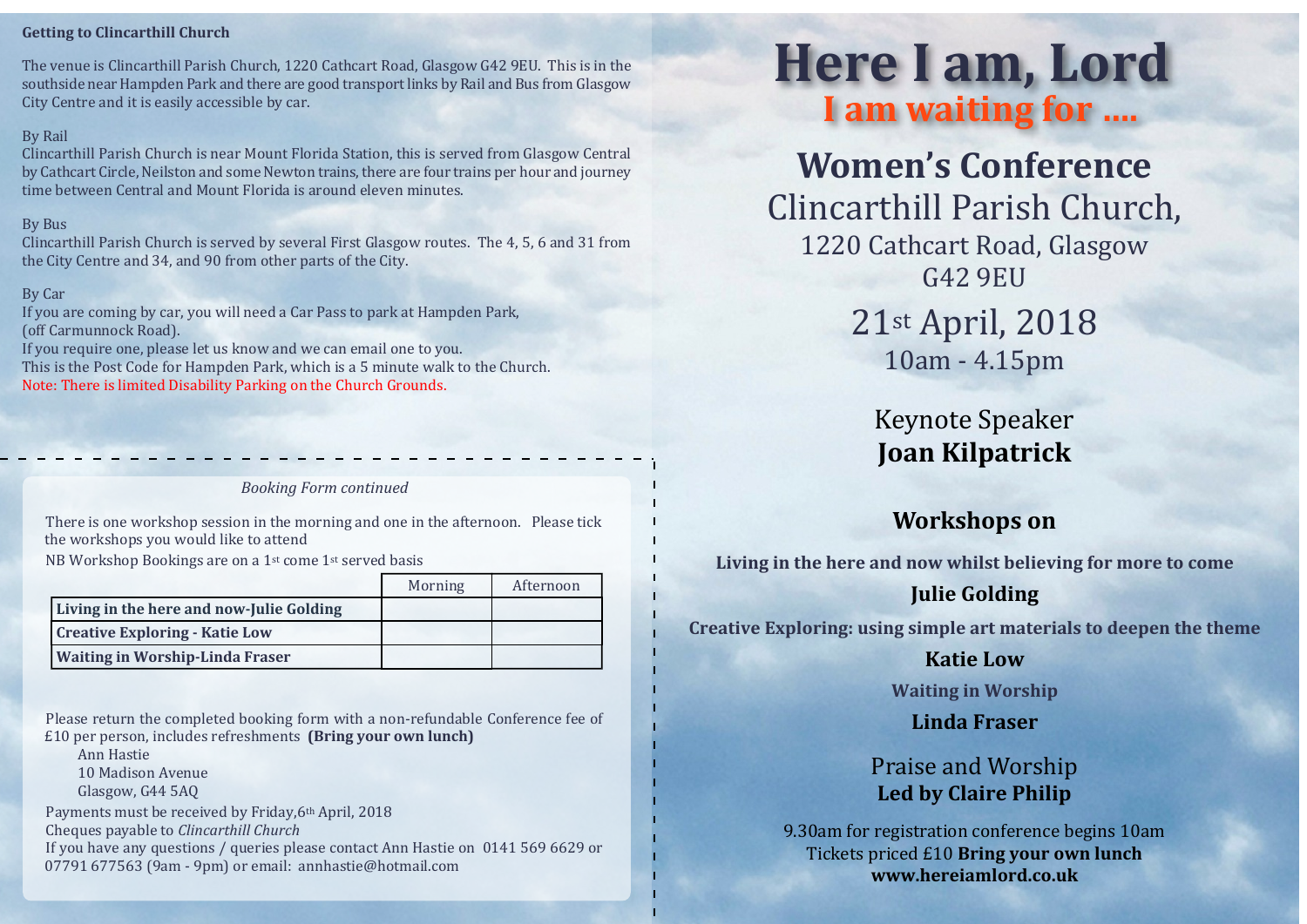**Getting to Clincarthill Church**

The venue is Clincarthill Parish Church, 1220 Cathcart Road, Glasgow G42 9EU. This is in the southside near Hampden Park and there are good transport links by Rail and Bus from Glasgow City Centre and it is easily accessible by car.

By Rail
Clincarthill Parish Church is near Mount Florida Station, this is served from Glasgow Central by Cathcart Circle, Neilston and some Newton trains, there are four trains per hour and journey time between Central and Mount Florida is around eleven minutes.

By Bus
Clincarthill Parish Church is served by several First Glasgow routes. The 4, 5, 6 and 31 from the City Centre and 34, and 90 from other parts of the City.

By Car
If you are coming by car, you will need a Car Pass to park at Hampden Park, (off Carmunnock Road).
If you require one, please let us know and we can email one to you.
This is the Post Code for Hampden Park, which is a 5 minute walk to the Church.
Note: There is limited Disability Parking on the Church Grounds.

*Booking Form continued*

There is one workshop session in the morning and one in the afternoon. Please tick the workshops you would like to attend

NB Workshop Bookings are on a 1st come 1st served basis

| | Morning | Afternoon |
|---|---|---|
| **Living in the here and now-Julie Golding** | | |
| **Creative Exploring - Katie Low** | | |
| **Waiting in Worship-Linda Fraser** | | |

Please return the completed booking form with a non-refundable Conference fee of £10 per person, includes refreshments **(Bring your own lunch)**

Ann Hastie
10 Madison Avenue
Glasgow, G44 5AQ

Payments must be received by Friday,6th April, 2018
Cheques payable to *Clincarthill Church*
If you have any questions / queries please contact Ann Hastie on 0141 569 6629 or 07791 677563 (9am - 9pm) or email: annhastie@hotmail.com

# Here I am, Lord

## I am waiting for ....

## Women's Conference

Clincarthill Parish Church,
1220 Cathcart Road, Glasgow
G42 9EU

21st April, 2018
10am - 4.15pm

Keynote Speaker
**Joan Kilpatrick**

## Workshops on

**Living in the here and now whilst believing for more to come**

**Julie Golding**

**Creative Exploring: using simple art materials to deepen the theme**

**Katie Low**

**Waiting in Worship**

**Linda Fraser**

Praise and Worship
**Led by Claire Philip**

9.30am for registration conference begins 10am
Tickets priced £10 **Bring your own lunch**
**www.hereiamlord.co.uk**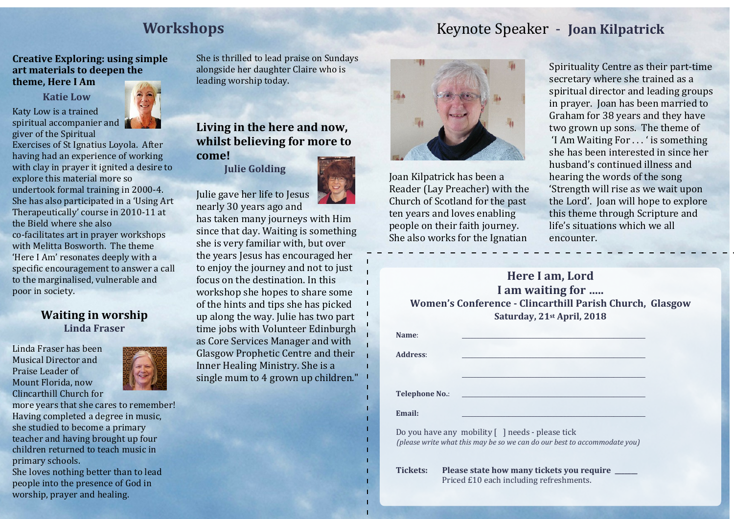## Workshops

### Creative Exploring: using simple art materials to deepen the theme, Here I Am

**Katie Low**

Katy Low is a trained spiritual accompanier and giver of the Spiritual Exercises of St Ignatius Loyola. After having had an experience of working with clay in prayer it ignited a desire to explore this material more so undertook formal training in 2000-4. She has also participated in a 'Using Art Therapeutically' course in 2010-11 at the Bield where she also co-facilitates art in prayer workshops with Melitta Bosworth. The theme 'Here I Am' resonates deeply with a specific encouragement to answer a call to the marginalised, vulnerable and poor in society.

### Waiting in worship

**Linda Fraser**

Linda Fraser has been Musical Director and Praise Leader of Mount Florida, now Clincarthill Church for more years that she cares to remember! Having completed a degree in music, she studied to become a primary teacher and having brought up four children returned to teach music in primary schools.
She loves nothing better than to lead people into the presence of God in worship, prayer and healing.

She is thrilled to lead praise on Sundays alongside her daughter Claire who is leading worship today.

### Living in the here and now, whilst believing for more to come!

**Julie Golding**

Julie gave her life to Jesus nearly 30 years ago and has taken many journeys with Him since that day. Waiting is something she is very familiar with, but over the years Jesus has encouraged her to enjoy the journey and not to just focus on the destination. In this workshop she hopes to share some of the hints and tips she has picked up along the way. Julie has two part time jobs with Volunteer Edinburgh as Core Services Manager and with Glasgow Prophetic Centre and their Inner Healing Ministry. She is a single mum to 4 grown up children."

## Keynote Speaker - Joan Kilpatrick

Joan Kilpatrick has been a Reader (Lay Preacher) with the Church of Scotland for the past ten years and loves enabling people on their faith journey. She also works for the Ignatian Spirituality Centre as their part-time secretary where she trained as a spiritual director and leading groups in prayer. Joan has been married to Graham for 38 years and they have two grown up sons. The theme of 'I Am Waiting For . . . ' is something she has been interested in since her husband's continued illness and hearing the words of the song 'Strength will rise as we wait upon the Lord'. Joan will hope to explore this theme through Scripture and life's situations which we all encounter.

---

## Here I am, Lord
## I am waiting for .....

**Women's Conference - Clincarthill Parish Church, Glasgow**
**Saturday, 21st April, 2018**

**Name**: ____________________________

**Address**: ____________________________

____________________________

**Telephone No.**: ____________________________

**Email:** ____________________________

Do you have any mobility [ ] needs - please tick
*(please write what this may be so we can do our best to accommodate you)*

**Tickets:** **Please state how many tickets you require** ______
Priced £10 each including refreshments.